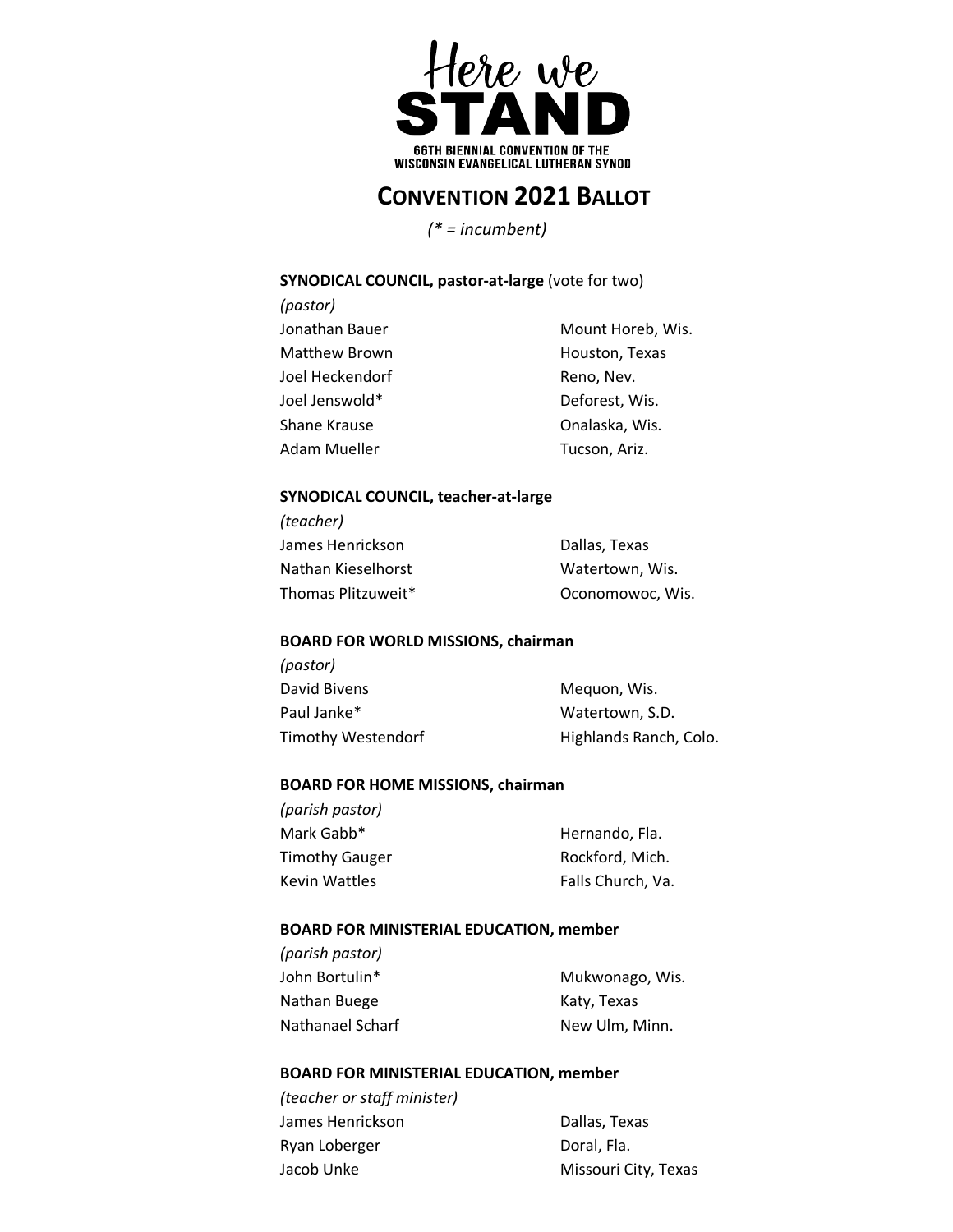Here we STAND

66TH BIENNIAL CONVENTION OF THE WISCONSIN EVANGELICAL LUTHERAN SYNOD

# CONVENTION 2021 BALLOT

*(* = incumbent)*

### SYNODICAL COUNCIL, pastor-at-large (vote for two)

*(pastor)*

| | |
|---|---|
| Jonathan Bauer | Mount Horeb, Wis. |
| Matthew Brown | Houston, Texas |
| Joel Heckendorf | Reno, Nev. |
| Joel Jenswold* | Deforest, Wis. |
| Shane Krause | Onalaska, Wis. |
| Adam Mueller | Tucson, Ariz. |

### SYNODICAL COUNCIL, teacher-at-large

*(teacher)*

| | |
|---|---|
| James Henrickson | Dallas, Texas |
| Nathan Kieselhorst | Watertown, Wis. |
| Thomas Plitzuweit* | Oconomowoc, Wis. |

### BOARD FOR WORLD MISSIONS, chairman

*(pastor)*

| | |
|---|---|
| David Bivens | Mequon, Wis. |
| Paul Janke* | Watertown, S.D. |
| Timothy Westendorf | Highlands Ranch, Colo. |

### BOARD FOR HOME MISSIONS, chairman

*(parish pastor)*

| | |
|---|---|
| Mark Gabb* | Hernando, Fla. |
| Timothy Gauger | Rockford, Mich. |
| Kevin Wattles | Falls Church, Va. |

### BOARD FOR MINISTERIAL EDUCATION, member

*(parish pastor)*

| | |
|---|---|
| John Bortulin* | Mukwonago, Wis. |
| Nathan Buege | Katy, Texas |
| Nathanael Scharf | New Ulm, Minn. |

### BOARD FOR MINISTERIAL EDUCATION, member

*(teacher or staff minister)*

| | |
|---|---|
| James Henrickson | Dallas, Texas |
| Ryan Loberger | Doral, Fla. |
| Jacob Unke | Missouri City, Texas |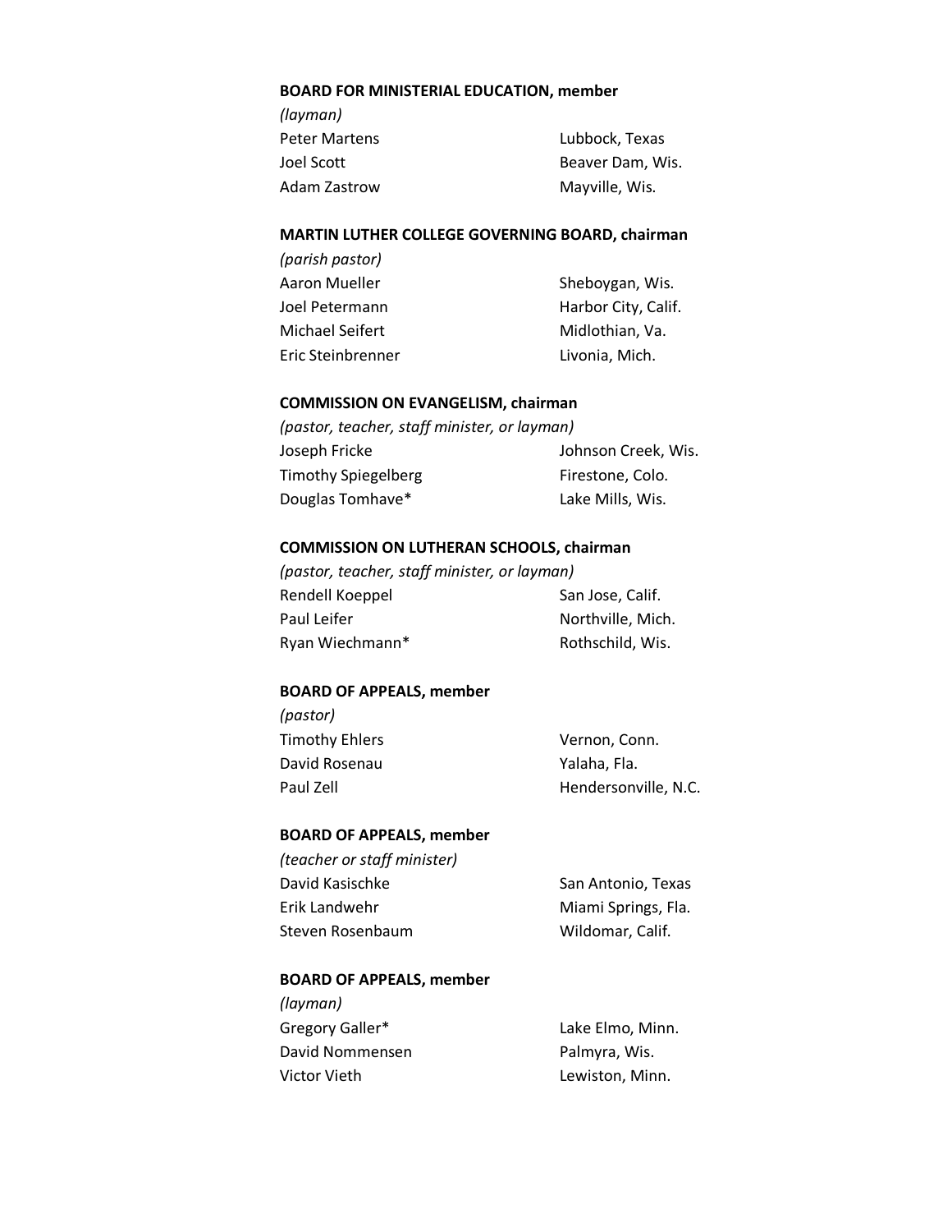**BOARD FOR MINISTERIAL EDUCATION, member**

*(layman)*

| | |
|---|---|
| Peter Martens | Lubbock, Texas |
| Joel Scott | Beaver Dam, Wis. |
| Adam Zastrow | Mayville, Wis. |

**MARTIN LUTHER COLLEGE GOVERNING BOARD, chairman**

*(parish pastor)*

| | |
|---|---|
| Aaron Mueller | Sheboygan, Wis. |
| Joel Petermann | Harbor City, Calif. |
| Michael Seifert | Midlothian, Va. |
| Eric Steinbrenner | Livonia, Mich. |

**COMMISSION ON EVANGELISM, chairman**

*(pastor, teacher, staff minister, or layman)*

| | |
|---|---|
| Joseph Fricke | Johnson Creek, Wis. |
| Timothy Spiegelberg | Firestone, Colo. |
| Douglas Tomhave* | Lake Mills, Wis. |

**COMMISSION ON LUTHERAN SCHOOLS, chairman**

*(pastor, teacher, staff minister, or layman)*

| | |
|---|---|
| Rendell Koeppel | San Jose, Calif. |
| Paul Leifer | Northville, Mich. |
| Ryan Wiechmann* | Rothschild, Wis. |

**BOARD OF APPEALS, member**

*(pastor)*

| | |
|---|---|
| Timothy Ehlers | Vernon, Conn. |
| David Rosenau | Yalaha, Fla. |
| Paul Zell | Hendersonville, N.C. |

**BOARD OF APPEALS, member**

*(teacher or staff minister)*

| | |
|---|---|
| David Kasischke | San Antonio, Texas |
| Erik Landwehr | Miami Springs, Fla. |
| Steven Rosenbaum | Wildomar, Calif. |

**BOARD OF APPEALS, member**

*(layman)*

| | |
|---|---|
| Gregory Galler* | Lake Elmo, Minn. |
| David Nommensen | Palmyra, Wis. |
| Victor Vieth | Lewiston, Minn. |